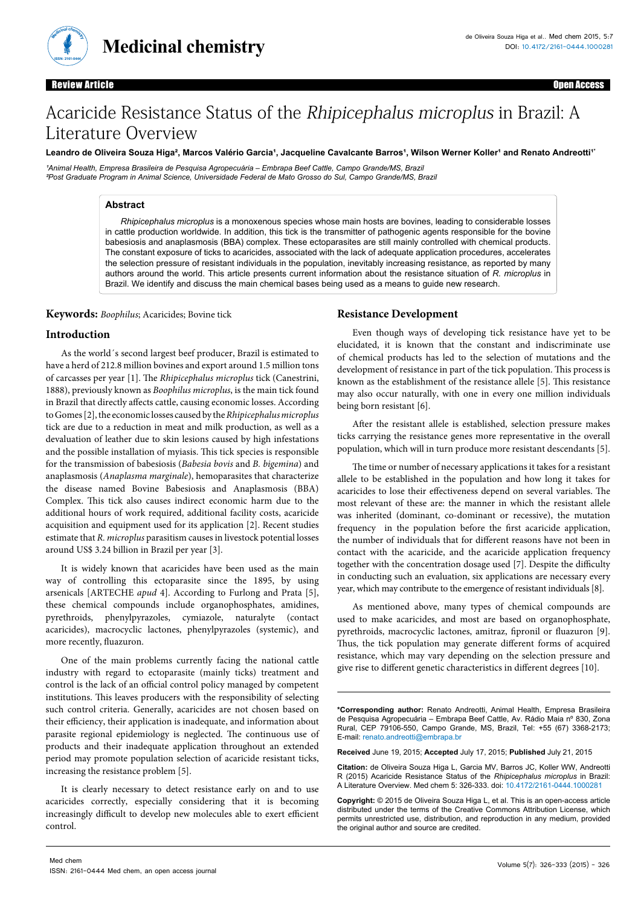Review Article | Open Access

# Acaricide Resistance Status of the *Rhipicephalus microplus* in Brazil: A Literature Overview

**Leandro de Oliveira Souza Higa[2], Marcos Valério Garcia[1], Jacqueline Cavalcante Barros[1], Wilson Werner Koller[1] and Renato Andreotti[1*]**

[1]Animal Health, Empresa Brasileira de Pesquisa Agropecuária – Embrapa Beef Cattle, Campo Grande/MS, Brazil
[2]Post Graduate Program in Animal Science, Universidade Federal de Mato Grosso do Sul, Campo Grande/MS, Brazil

## Abstract

*Rhipicephalus microplus* is a monoxenous species whose main hosts are bovines, leading to considerable losses in cattle production worldwide. In addition, this tick is the transmitter of pathogenic agents responsible for the bovine babesiosis and anaplasmosis (BBA) complex. These ectoparasites are still mainly controlled with chemical products. The constant exposure of ticks to acaricides, associated with the lack of adequate application procedures, accelerates the selection pressure of resistant individuals in the population, inevitably increasing resistance, as reported by many authors around the world. This article presents current information about the resistance situation of *R. microplus* in Brazil. We identify and discuss the main chemical bases being used as a means to guide new research.

**Keywords:** *Boophilus*; Acaricides; Bovine tick

## Introduction

As the world´s second largest beef producer, Brazil is estimated to have a herd of 212.8 million bovines and export around 1.5 million tons of carcasses per year [1]. The *Rhipicephalus microplus* tick (Canestrini, 1888), previously known as *Boophilus microplus*, is the main tick found in Brazil that directly affects cattle, causing economic losses. According to Gomes [2], the economic losses caused by the *Rhipicephalus microplus* tick are due to a reduction in meat and milk production, as well as a devaluation of leather due to skin lesions caused by high infestations and the possible installation of myiasis. This tick species is responsible for the transmission of babesiosis (*Babesia bovis* and *B. bigemina*) and anaplasmosis (*Anaplasma marginale*), hemoparasites that characterize the disease named Bovine Babesiosis and Anaplasmosis (BBA) Complex. This tick also causes indirect economic harm due to the additional hours of work required, additional facility costs, acaricide acquisition and equipment used for its application [2]. Recent studies estimate that *R. microplus* parasitism causes in livestock potential losses around US$ 3.24 billion in Brazil per year [3].

It is widely known that acaricides have been used as the main way of controlling this ectoparasite since the 1895, by using arsenicals [ARTECHE *apud* 4]. According to Furlong and Prata [5], these chemical compounds include organophosphates, amidines, pyrethroids, phenylpyrazoles, cymiazole, naturalyte (contact acaricides), macrocyclic lactones, phenylpyrazoles (systemic), and more recently, fluazuron.

One of the main problems currently facing the national cattle industry with regard to ectoparasite (mainly ticks) treatment and control is the lack of an official control policy managed by competent institutions. This leaves producers with the responsibility of selecting such control criteria. Generally, acaricides are not chosen based on their efficiency, their application is inadequate, and information about parasite regional epidemiology is neglected. The continuous use of products and their inadequate application throughout an extended period may promote population selection of acaricide resistant ticks, increasing the resistance problem [5].

It is clearly necessary to detect resistance early on and to use acaricides correctly, especially considering that it is becoming increasingly difficult to develop new molecules able to exert efficient control.

## Resistance Development

Even though ways of developing tick resistance have yet to be elucidated, it is known that the constant and indiscriminate use of chemical products has led to the selection of mutations and the development of resistance in part of the tick population. This process is known as the establishment of the resistance allele [5]. This resistance may also occur naturally, with one in every one million individuals being born resistant [6].

After the resistant allele is established, selection pressure makes ticks carrying the resistance genes more representative in the overall population, which will in turn produce more resistant descendants [5].

The time or number of necessary applications it takes for a resistant allele to be established in the population and how long it takes for acaricides to lose their effectiveness depend on several variables. The most relevant of these are: the manner in which the resistant allele was inherited (dominant, co-dominant or recessive), the mutation frequency in the population before the first acaricide application, the number of individuals that for different reasons have not been in contact with the acaricide, and the acaricide application frequency together with the concentration dosage used [7]. Despite the difficulty in conducting such an evaluation, six applications are necessary every year, which may contribute to the emergence of resistant individuals [8].

As mentioned above, many types of chemical compounds are used to make acaricides, and most are based on organophosphate, pyrethroids, macrocyclic lactones, amitraz, fipronil or fluazuron [9]. Thus, the tick population may generate different forms of acquired resistance, which may vary depending on the selection pressure and give rise to different genetic characteristics in different degrees [10].

---

**\*Corresponding author:** Renato Andreotti, Animal Health, Empresa Brasileira de Pesquisa Agropecuária – Embrapa Beef Cattle, Av. Rádio Maia nº 830, Zona Rural, CEP 79106-550, Campo Grande, MS, Brazil, Tel: +55 (67) 3368-2173; E-mail: renato.andreotti@embrapa.br

**Received** June 19, 2015; **Accepted** July 17, 2015; **Published** July 21, 2015

**Citation:** de Oliveira Souza Higa L, Garcia MV, Barros JC, Koller WW, Andreotti R (2015) Acaricide Resistance Status of the *Rhipicephalus microplus* in Brazil: A Literature Overview. Med chem 5: 326-333. doi: 10.4172/2161-0444.1000281

**Copyright:** © 2015 de Oliveira Souza Higa L, et al. This is an open-access article distributed under the terms of the Creative Commons Attribution License, which permits unrestricted use, distribution, and reproduction in any medium, provided the original author and source are credited.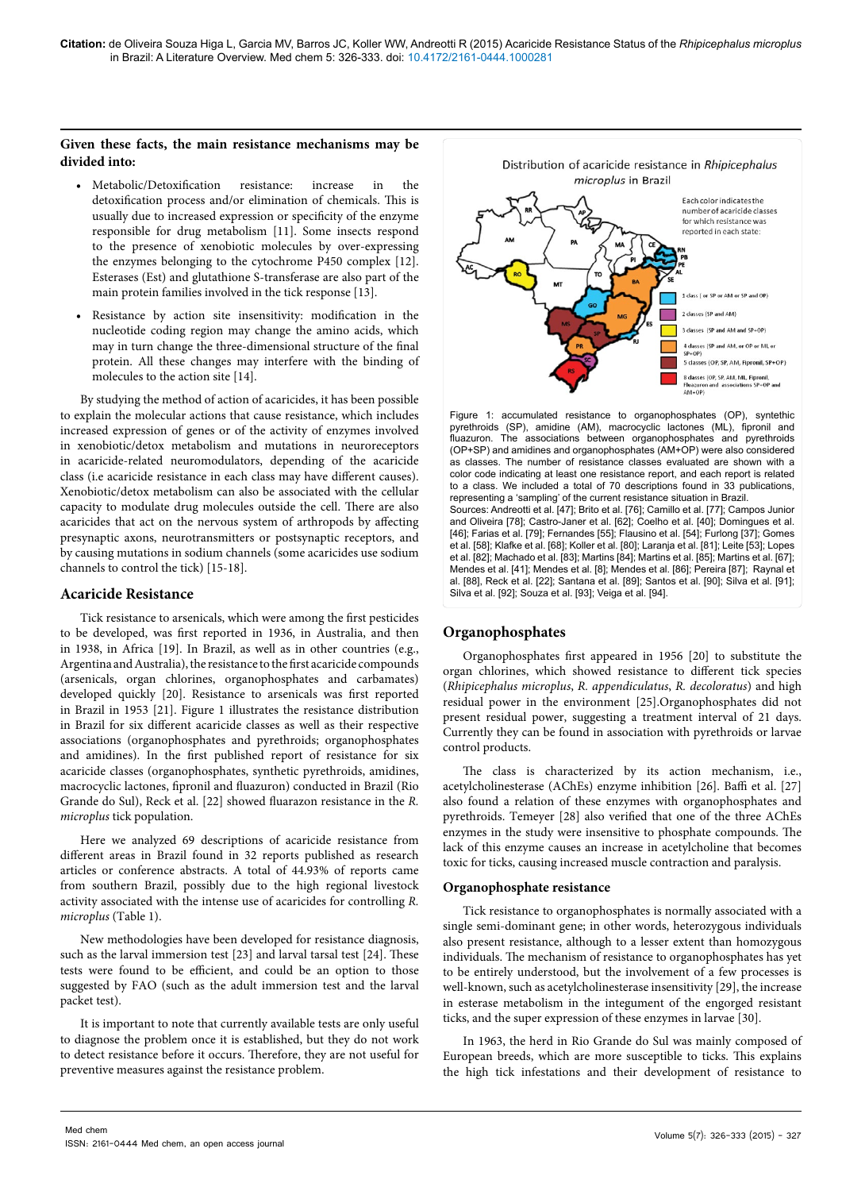**Given these facts, the main resistance mechanisms may be divided into:**

- Metabolic/Detoxification resistance: increase in the detoxification process and/or elimination of chemicals. This is usually due to increased expression or specificity of the enzyme responsible for drug metabolism [11]. Some insects respond to the presence of xenobiotic molecules by over-expressing the enzymes belonging to the cytochrome P450 complex [12]. Esterases (Est) and glutathione S-transferase are also part of the main protein families involved in the tick response [13].
- Resistance by action site insensitivity: modification in the nucleotide coding region may change the amino acids, which may in turn change the three-dimensional structure of the final protein. All these changes may interfere with the binding of molecules to the action site [14].

By studying the method of action of acaricides, it has been possible to explain the molecular actions that cause resistance, which includes increased expression of genes or of the activity of enzymes involved in xenobiotic/detox metabolism and mutations in neuroreceptors in acaricide-related neuromodulators, depending of the acaricide class (i.e acaricide resistance in each class may have different causes). Xenobiotic/detox metabolism can also be associated with the cellular capacity to modulate drug molecules outside the cell. There are also acaricides that act on the nervous system of arthropods by affecting presynaptic axons, neurotransmitters or postsynaptic receptors, and by causing mutations in sodium channels (some acaricides use sodium channels to control the tick) [15-18].

## Acaricide Resistance

Tick resistance to arsenicals, which were among the first pesticides to be developed, was first reported in 1936, in Australia, and then in 1938, in Africa [19]. In Brazil, as well as in other countries (e.g., Argentina and Australia), the resistance to the first acaricide compounds (arsenicals, organ chlorines, organophosphates and carbamates) developed quickly [20]. Resistance to arsenicals was first reported in Brazil in 1953 [21]. Figure 1 illustrates the resistance distribution in Brazil for six different acaricide classes as well as their respective associations (organophosphates and pyrethroids; organophosphates and amidines). In the first published report of resistance for six acaricide classes (organophosphates, synthetic pyrethroids, amidines, macrocyclic lactones, fipronil and fluazuron) conducted in Brazil (Rio Grande do Sul), Reck et al. [22] showed fluarazon resistance in the *R. microplus* tick population.

Here we analyzed 69 descriptions of acaricide resistance from different areas in Brazil found in 32 reports published as research articles or conference abstracts. A total of 44.93% of reports came from southern Brazil, possibly due to the high regional livestock activity associated with the intense use of acaricides for controlling *R. microplus* (Table 1).

New methodologies have been developed for resistance diagnosis, such as the larval immersion test [23] and larval tarsal test [24]. These tests were found to be efficient, and could be an option to those suggested by FAO (such as the adult immersion test and the larval packet test).

It is important to note that currently available tests are only useful to diagnose the problem once it is established, but they do not work to detect resistance before it occurs. Therefore, they are not useful for preventive measures against the resistance problem.

Distribution of acaricide resistance in *Rhipicephalus microplus* in Brazil

Each color indicates the number of acaricide classes for which resistance was reported in each state:

- 1 class (or SP or AM or SP and OP)
- 2 classes (SP and AM)
- 3 classes (SP and AM and SP+OP)
- 4 classes (SP and AM, or OP or ML or SP+OP)
- 5 classes (OP, SP, AM, Fipronil, SP+OP)
- 8 classes (OP, SP, AM, ML, Fipronil, Fluazuron and associations SP+OP and AM+OP)

Figure 1: accumulated resistance to organophosphates (OP), synthetic pyrethroids (SP), amidine (AM), macrocyclic lactones (ML), fipronil and fluazuron. The associations between organophosphates and pyrethroids (OP+SP) and amidines and organophosphates (AM+OP) were also considered as classes. The number of resistance classes evaluated are shown with a color code indicating at least one resistance report, and each report is related to a class. We included a total of 70 descriptions found in 33 publications, representing a 'sampling' of the current resistance situation in Brazil.
Sources: Andreotti et al. [47]; Brito et al. [76]; Camillo et al. [77]; Campos Junior and Oliveira [78]; Castro-Janer et al. [62]; Coelho et al. [40]; Domingues et al. [46]; Farias et al. [79]; Fernandes [55]; Flausino et al. [54]; Furlong [37]; Gomes et al. [58]; Klafke et al. [68]; Koller et al. [80]; Laranja et al. [81]; Leite [53]; Lopes et al. [82]; Machado et al. [83]; Martins [84]; Martins et al. [85]; Martins et al. [67]; Mendes et al. [41]; Mendes et al. [8]; Mendes et al. [86]; Pereira [87]; Raynal et al. [88], Reck et al. [22]; Santana et al. [89]; Santos et al. [90]; Silva et al. [91]; Silva et al. [92]; Souza et al. [93]; Veiga et al. [94].

## Organophosphates

Organophosphates first appeared in 1956 [20] to substitute the organ chlorines, which showed resistance to different tick species (*Rhipicephalus microplus*, *R. appendiculatus*, *R. decoloratus*) and high residual power in the environment [25].Organophosphates did not present residual power, suggesting a treatment interval of 21 days. Currently they can be found in association with pyrethroids or larvae control products.

The class is characterized by its action mechanism, i.e., acetylcholinesterase (AChEs) enzyme inhibition [26]. Baffi et al. [27] also found a relation of these enzymes with organophosphates and pyrethroids. Temeyer [28] also verified that one of the three AChEs enzymes in the study were insensitive to phosphate compounds. The lack of this enzyme causes an increase in acetylcholine that becomes toxic for ticks, causing increased muscle contraction and paralysis.

### Organophosphate resistance

Tick resistance to organophosphates is normally associated with a single semi-dominant gene; in other words, heterozygous individuals also present resistance, although to a lesser extent than homozygous individuals. The mechanism of resistance to organophosphates has yet to be entirely understood, but the involvement of a few processes is well-known, such as acetylcholinesterase insensitivity [29], the increase in esterase metabolism in the integument of the engorged resistant ticks, and the super expression of these enzymes in larvae [30].

In 1963, the herd in Rio Grande do Sul was mainly composed of European breeds, which are more susceptible to ticks. This explains the high tick infestations and their development of resistance to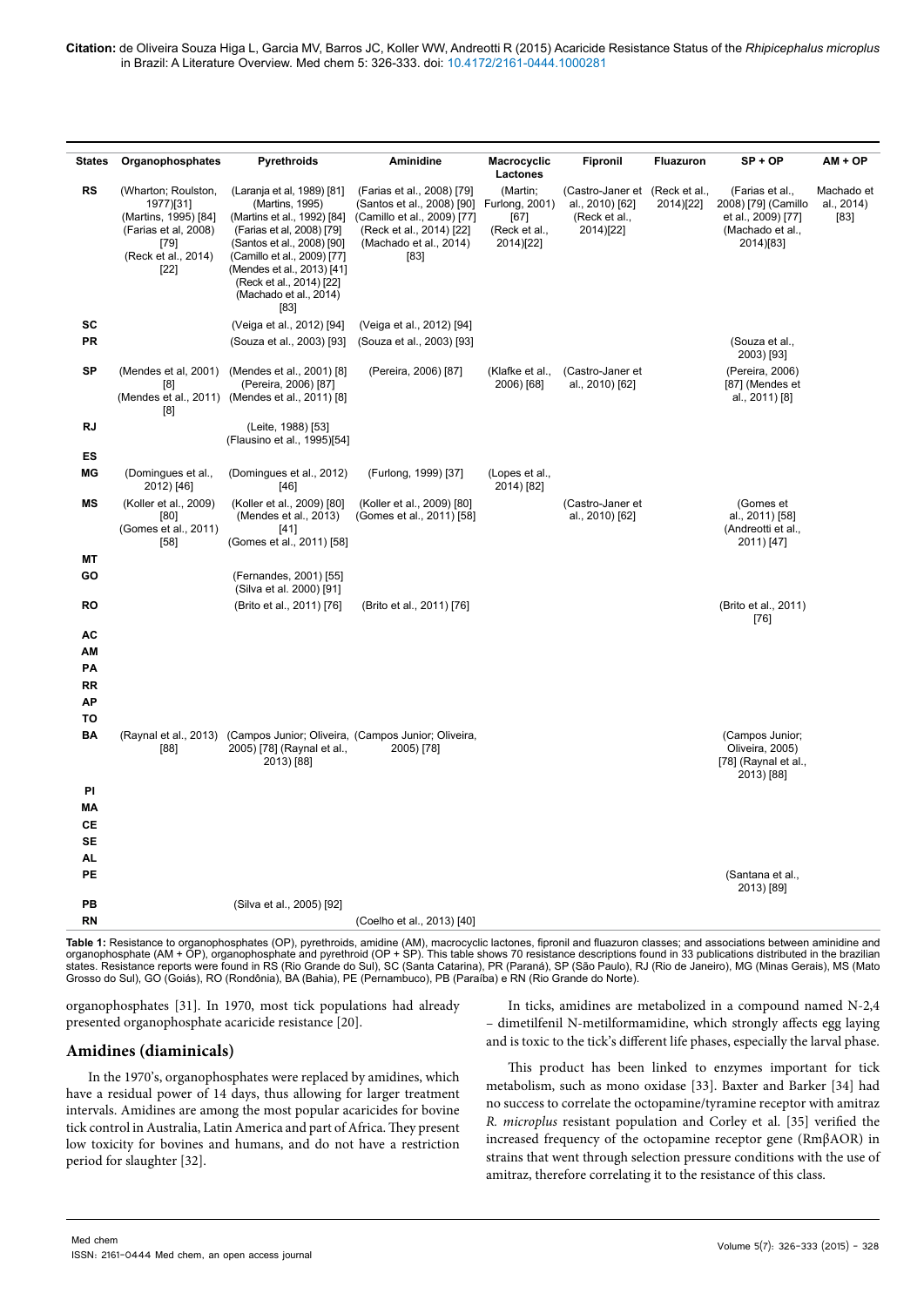| States | Organophosphates | Pyrethroids | Aminidine | Macrocyclic Lactones | Fipronil | Fluazuron | SP + OP | AM + OP |
|---|---|---|---|---|---|---|---|---|
| RS | (Wharton; Roulston, 1977)[31] (Martins, 1995) [84] (Farias et al, 2008) [79] (Reck et al., 2014) [22] | (Laranja et al, 1989) [81] (Martins, 1995) (Martins et al., 1992) [84] (Farias et al, 2008) [79] (Santos et al., 2008) [90] (Camillo et al., 2009) [77] (Mendes et al., 2013) [41] (Reck et al., 2014) [22] (Machado et al., 2014) [83] | (Farias et al., 2008) [79] (Santos et al., 2008) [90] (Camillo et al., 2009) [77] (Reck et al., 2014) [22] (Machado et al., 2014) [83] | (Martin; Furlong, 2001) [67] (Reck et al., 2014)[22] | (Castro-Janer et al., 2010) [62] (Reck et al., 2014)[22] | (Reck et al., 2014)[22] | (Farias et al., 2008) [79] (Camillo et al., 2009) [77] (Machado et al., 2014)[83] | Machado et al., 2014) [83] |
| SC | | (Veiga et al., 2012) [94] | (Veiga et al., 2012) [94] | | | | | |
| PR | | (Souza et al., 2003) [93] | (Souza et al., 2003) [93] | | | | (Souza et al., 2003) [93] | |
| SP | (Mendes et al, 2001) [8] (Mendes et al., 2011) [8] | (Mendes et al., 2001) [8] (Pereira, 2006) [87] (Mendes et al., 2011) [8] | (Pereira, 2006) [87] | (Klafke et al., 2006) [68] | (Castro-Janer et al., 2010) [62] | | (Pereira, 2006) [87] (Mendes et al., 2011) [8] | |
| RJ | | (Leite, 1988) [53] (Flausino et al., 1995)[54] | | | | | | |
| ES | | | | | | | | |
| MG | (Domingues et al., 2012) [46] | (Domingues et al., 2012) [46] | (Furlong, 1999) [37] | (Lopes et al., 2014) [82] | | | | |
| MS | (Koller et al., 2009) [80] (Gomes et al., 2011) [58] | (Koller et al., 2009) [80] (Mendes et al., 2013) [41] (Gomes et al., 2011) [58] | (Koller et al., 2009) [80] (Gomes et al., 2011) [58] | | (Castro-Janer et al., 2010) [62] | | (Gomes et al., 2011) [58] (Andreotti et al., 2011) [47] | |
| MT | | | | | | | | |
| GO | | (Fernandes, 2001) [55] (Silva et al. 2000) [91] | | | | | | |
| RO | | (Brito et al., 2011) [76] | (Brito et al., 2011) [76] | | | | (Brito et al., 2011) [76] | |
| AC | | | | | | | | |
| AM | | | | | | | | |
| PA | | | | | | | | |
| RR | | | | | | | | |
| AP | | | | | | | | |
| TO | | | | | | | | |
| BA | (Raynal et al., 2013) [88] | (Campos Junior; Oliveira, 2005) [78] (Raynal et al., 2013) [88] | (Campos Junior; Oliveira, 2005) [78] | | | | (Campos Junior; Oliveira, 2005) [78] (Raynal et al., 2013) [88] | |
| PI | | | | | | | | |
| MA | | | | | | | | |
| CE | | | | | | | | |
| SE | | | | | | | | |
| AL | | | | | | | | |
| PE | | | | | | | (Santana et al., 2013) [89] | |
| PB | | (Silva et al., 2005) [92] | | | | | | |
| RN | | | (Coelho et al., 2013) [40] | | | | | |

**Table 1:** Resistance to organophosphates (OP), pyrethroids, amidine (AM), macrocyclic lactones, fipronil and fluazuron classes; and associations between aminidine and organophosphate (AM + OP), organophosphate and pyrethroid (OP + SP). This table shows 70 resistance descriptions found in 33 publications distributed in the brazilian states. Resistance reports were found in RS (Rio Grande do Sul), SC (Santa Catarina), PR (Paraná), SP (São Paulo), RJ (Rio de Janeiro), MG (Minas Gerais), MS (Mato Grosso do Sul), GO (Goiás), RO (Rondônia), BA (Bahia), PE (Pernambuco), PB (Paraíba) e RN (Rio Grande do Norte).

organophosphates [31]. In 1970, most tick populations had already presented organophosphate acaricide resistance [20].

## Amidines (diaminicals)

In the 1970's, organophosphates were replaced by amidines, which have a residual power of 14 days, thus allowing for larger treatment intervals. Amidines are among the most popular acaricides for bovine tick control in Australia, Latin America and part of Africa. They present low toxicity for bovines and humans, and do not have a restriction period for slaughter [32].

In ticks, amidines are metabolized in a compound named N-2,4 – dimetilfenil N-metilformamidine, which strongly affects egg laying and is toxic to the tick's different life phases, especially the larval phase.

This product has been linked to enzymes important for tick metabolism, such as mono oxidase [33]. Baxter and Barker [34] had no success to correlate the octopamine/tyramine receptor with amitraz *R. microplus* resistant population and Corley et al. [35] verified the increased frequency of the octopamine receptor gene (RmβAOR) in strains that went through selection pressure conditions with the use of amitraz, therefore correlating it to the resistance of this class.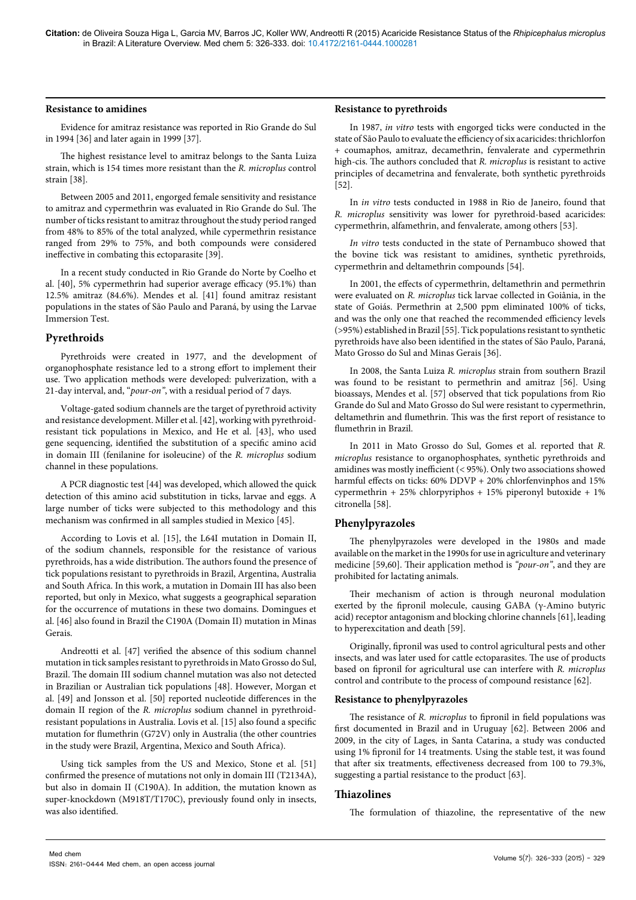### Resistance to amidines

Evidence for amitraz resistance was reported in Rio Grande do Sul in 1994 [36] and later again in 1999 [37].

The highest resistance level to amitraz belongs to the Santa Luiza strain, which is 154 times more resistant than the *R. microplus* control strain [38].

Between 2005 and 2011, engorged female sensitivity and resistance to amitraz and cypermethrin was evaluated in Rio Grande do Sul. The number of ticks resistant to amitraz throughout the study period ranged from 48% to 85% of the total analyzed, while cypermethrin resistance ranged from 29% to 75%, and both compounds were considered ineffective in combating this ectoparasite [39].

In a recent study conducted in Rio Grande do Norte by Coelho et al. [40], 5% cypermethrin had superior average efficacy (95.1%) than 12.5% amitraz (84.6%). Mendes et al. [41] found amitraz resistant populations in the states of São Paulo and Paraná, by using the Larvae Immersion Test.

## Pyrethroids

Pyrethroids were created in 1977, and the development of organophosphate resistance led to a strong effort to implement their use. Two application methods were developed: pulverization, with a 21-day interval, and, "*pour-on*", with a residual period of 7 days.

Voltage-gated sodium channels are the target of pyrethroid activity and resistance development. Miller et al. [42], working with pyrethroid-resistant tick populations in Mexico, and He et al. [43], who used gene sequencing, identified the substitution of a specific amino acid in domain III (fenilanine for isoleucine) of the *R. microplus* sodium channel in these populations.

A PCR diagnostic test [44] was developed, which allowed the quick detection of this amino acid substitution in ticks, larvae and eggs. A large number of ticks were subjected to this methodology and this mechanism was confirmed in all samples studied in Mexico [45].

According to Lovis et al. [15], the L64I mutation in Domain II, of the sodium channels, responsible for the resistance of various pyrethroids, has a wide distribution. The authors found the presence of tick populations resistant to pyrethroids in Brazil, Argentina, Australia and South Africa. In this work, a mutation in Domain III has also been reported, but only in Mexico, what suggests a geographical separation for the occurrence of mutations in these two domains. Domingues et al. [46] also found in Brazil the C190A (Domain II) mutation in Minas Gerais.

Andreotti et al. [47] verified the absence of this sodium channel mutation in tick samples resistant to pyrethroids in Mato Grosso do Sul, Brazil. The domain III sodium channel mutation was also not detected in Brazilian or Australian tick populations [48]. However, Morgan et al. [49] and Jonsson et al. [50] reported nucleotide differences in the domain II region of the *R. microplus* sodium channel in pyrethroid-resistant populations in Australia. Lovis et al. [15] also found a specific mutation for flumethrin (G72V) only in Australia (the other countries in the study were Brazil, Argentina, Mexico and South Africa).

Using tick samples from the US and Mexico, Stone et al. [51] confirmed the presence of mutations not only in domain III (T2134A), but also in domain II (C190A). In addition, the mutation known as super-knockdown (M918T/T170C), previously found only in insects, was also identified.

### Resistance to pyrethroids

In 1987, *in vitro* tests with engorged ticks were conducted in the state of São Paulo to evaluate the efficiency of six acaricides: thrichlorfon + coumaphos, amitraz, decamethrin, fenvalerate and cypermethrin high-cis. The authors concluded that *R. microplus* is resistant to active principles of decametrina and fenvalerate, both synthetic pyrethroids [52].

In *in vitro* tests conducted in 1988 in Rio de Janeiro, found that *R. microplus* sensitivity was lower for pyrethroid-based acaricides: cypermethrin, alfamethrin, and fenvalerate, among others [53].

*In vitro* tests conducted in the state of Pernambuco showed that the bovine tick was resistant to amidines, synthetic pyrethroids, cypermethrin and deltamethrin compounds [54].

In 2001, the effects of cypermethrin, deltamethrin and permethrin were evaluated on *R. microplus* tick larvae collected in Goiânia, in the state of Goiás. Permethrin at 2,500 ppm eliminated 100% of ticks, and was the only one that reached the recommended efficiency levels (>95%) established in Brazil [55]. Tick populations resistant to synthetic pyrethroids have also been identified in the states of São Paulo, Paraná, Mato Grosso do Sul and Minas Gerais [36].

In 2008, the Santa Luiza *R. microplus* strain from southern Brazil was found to be resistant to permethrin and amitraz [56]. Using bioassays, Mendes et al. [57] observed that tick populations from Rio Grande do Sul and Mato Grosso do Sul were resistant to cypermethrin, deltamethrin and flumethrin. This was the first report of resistance to flumethrin in Brazil.

In 2011 in Mato Grosso do Sul, Gomes et al. reported that *R. microplus* resistance to organophosphates, synthetic pyrethroids and amidines was mostly inefficient (< 95%). Only two associations showed harmful effects on ticks: 60% DDVP + 20% chlorfenvinphos and 15% cypermethrin + 25% chlorpyriphos + 15% piperonyl butoxide + 1% citronella [58].

## Phenylpyrazoles

The phenylpyrazoles were developed in the 1980s and made available on the market in the 1990s for use in agriculture and veterinary medicine [59,60]. Their application method is *"pour-on"*, and they are prohibited for lactating animals.

Their mechanism of action is through neuronal modulation exerted by the fipronil molecule, causing GABA (γ-Amino butyric acid) receptor antagonism and blocking chlorine channels [61], leading to hyperexcitation and death [59].

Originally, fipronil was used to control agricultural pests and other insects, and was later used for cattle ectoparasites. The use of products based on fipronil for agricultural use can interfere with *R. microplus* control and contribute to the process of compound resistance [62].

### Resistance to phenylpyrazoles

The resistance of *R. microplus* to fipronil in field populations was first documented in Brazil and in Uruguay [62]. Between 2006 and 2009, in the city of Lages, in Santa Catarina, a study was conducted using 1% fipronil for 14 treatments. Using the stable test, it was found that after six treatments, effectiveness decreased from 100 to 79.3%, suggesting a partial resistance to the product [63].

## Thiazolines

The formulation of thiazoline, the representative of the new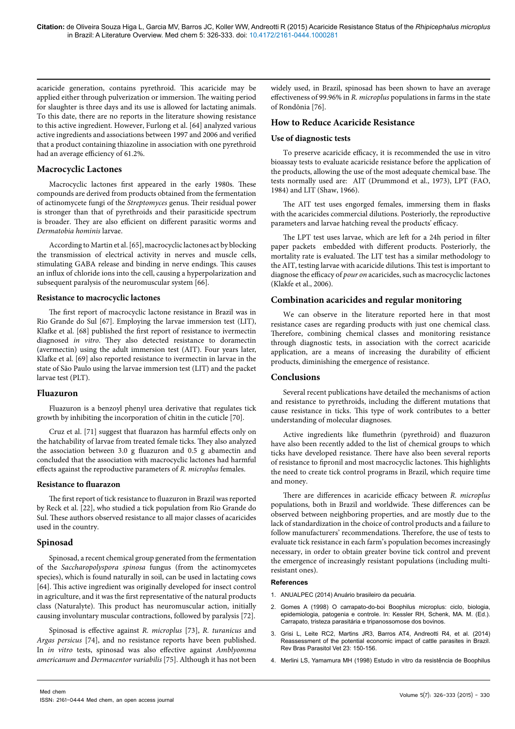acaricide generation, contains pyrethroid. This acaricide may be applied either through pulverization or immersion. The waiting period for slaughter is three days and its use is allowed for lactating animals. To this date, there are no reports in the literature showing resistance to this active ingredient. However, Furlong et al. [64] analyzed various active ingredients and associations between 1997 and 2006 and verified that a product containing thiazoline in association with one pyrethroid had an average efficiency of 61.2%.

## Macrocyclic Lactones

Macrocyclic lactones first appeared in the early 1980s. These compounds are derived from products obtained from the fermentation of actinomycete fungi of the *Streptomyces* genus. Their residual power is stronger than that of pyrethroids and their parasiticide spectrum is broader. They are also efficient on different parasitic worms and *Dermatobia hominis* larvae.

According to Martin et al. [65], macrocyclic lactones act by blocking the transmission of electrical activity in nerves and muscle cells, stimulating GABA release and binding in nerve endings. This causes an influx of chloride ions into the cell, causing a hyperpolarization and subsequent paralysis of the neuromuscular system [66].

### Resistance to macrocyclic lactones

The first report of macrocyclic lactone resistance in Brazil was in Rio Grande do Sul [67]. Employing the larvae immersion test (LIT), Klafke et al. [68] published the first report of resistance to ivermectin diagnosed *in vitro*. They also detected resistance to doramectin (avermectin) using the adult immersion test (AIT). Four years later, Klafke et al. [69] also reported resistance to ivermectin in larvae in the state of São Paulo using the larvae immersion test (LIT) and the packet larvae test (PLT).

## Fluazuron

Fluazuron is a benzoyl phenyl urea derivative that regulates tick growth by inhibiting the incorporation of chitin in the cuticle [70].

Cruz et al. [71] suggest that fluarazon has harmful effects only on the hatchability of larvae from treated female ticks. They also analyzed the association between 3.0 g fluazuron and 0.5 g abamectin and concluded that the association with macrocyclic lactones had harmful effects against the reproductive parameters of *R. microplus* females.

### Resistance to fluarazon

The first report of tick resistance to fluazuron in Brazil was reported by Reck et al. [22], who studied a tick population from Rio Grande do Sul. These authors observed resistance to all major classes of acaricides used in the country.

## Spinosad

Spinosad, a recent chemical group generated from the fermentation of the *Saccharopolyspora spinosa* fungus (from the actinomycetes species), which is found naturally in soil, can be used in lactating cows [64]. This active ingredient was originally developed for insect control in agriculture, and it was the first representative of the natural products class (Naturalyte). This product has neuromuscular action, initially causing involuntary muscular contractions, followed by paralysis [72].

Spinosad is effective against *R. microplus* [73], *R. turanicus* and *Argas persicus* [74], and no resistance reports have been published. In *in vitro* tests, spinosad was also effective against *Amblyomma americanum* and *Dermacentor variabilis* [75]. Although it has not been widely used, in Brazil, spinosad has been shown to have an average effectiveness of 99.96% in *R. microplus* populations in farms in the state of Rondônia [76].

## How to Reduce Acaricide Resistance

### Use of diagnostic tests

To preserve acaricide efficacy, it is recommended the use in vitro bioassay tests to evaluate acaricide resistance before the application of the products, allowing the use of the most adequate chemical base. The tests normally used are: AIT (Drummond et al., 1973), LPT (FAO, 1984) and LIT (Shaw, 1966).

The AIT test uses engorged females, immersing them in flasks with the acaricides commercial dilutions. Posteriorly, the reproductive parameters and larvae hatching reveal the products' efficacy.

The LPT test uses larvae, which are left for a 24h period in filter paper packets embedded with different products. Posteriorly, the mortality rate is evaluated. The LIT test has a similar methodology to the AIT, testing larvae with acaricide dilutions. This test is important to diagnose the efficacy of *pour on* acaricides, such as macrocyclic lactones (Klakfe et al., 2006).

## Combination acaricides and regular monitoring

We can observe in the literature reported here in that most resistance cases are regarding products with just one chemical class. Therefore, combining chemical classes and monitoring resistance through diagnostic tests, in association with the correct acaricide application, are a means of increasing the durability of efficient products, diminishing the emergence of resistance.

## Conclusions

Several recent publications have detailed the mechanisms of action and resistance to pyrethroids, including the different mutations that cause resistance in ticks. This type of work contributes to a better understanding of molecular diagnoses.

Active ingredients like flumethrin (pyrethroid) and fluazuron have also been recently added to the list of chemical groups to which ticks have developed resistance. There have also been several reports of resistance to fipronil and most macrocyclic lactones. This highlights the need to create tick control programs in Brazil, which require time and money.

There are differences in acaricide efficacy between *R. microplus* populations, both in Brazil and worldwide. These differences can be observed between neighboring properties, and are mostly due to the lack of standardization in the choice of control products and a failure to follow manufacturers' recommendations. Therefore, the use of tests to evaluate tick resistance in each farm's population becomes increasingly necessary, in order to obtain greater bovine tick control and prevent the emergence of increasingly resistant populations (including multi-resistant ones).

### References

1. ANUALPEC (2014) Anuário brasileiro da pecuária.
2. Gomes A (1998) O carrapato-do-boi Boophilus microplus: ciclo, biologia, epidemiologia, patogenia e controle. In: Kessler RH, Schenk, MA. M. (Ed.). Carrapato, tristeza parasitária e tripanossomose dos bovinos.
3. Grisi L, Leite RC2, Martins JR3, Barros AT4, Andreotti R4, et al. (2014) Reassessment of the potential economic impact of cattle parasites in Brazil. Rev Bras Parasitol Vet 23: 150-156.
4. Merlini LS, Yamamura MH (1998) Estudo in vitro da resistência de Boophilus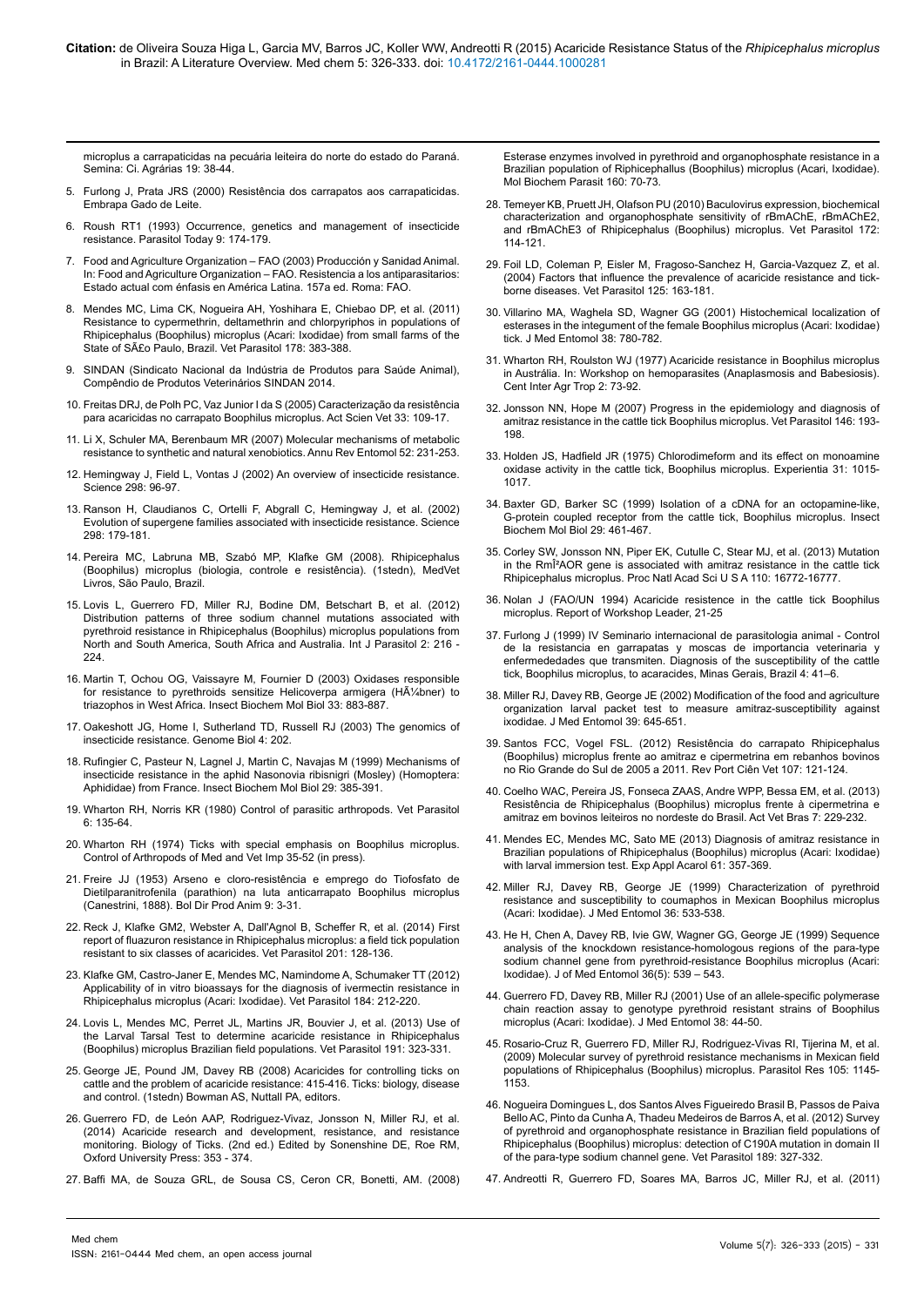microplus a carrapaticidas na pecuária leiteira do norte do estado do Paraná. Semina: Ci. Agrárias 19: 38-44.

5. Furlong J, Prata JRS (2000) Resistência dos carrapatos aos carrapaticidas. Embrapa Gado de Leite.

6. Roush RT1 (1993) Occurrence, genetics and management of insecticide resistance. Parasitol Today 9: 174-179.

7. Food and Agriculture Organization – FAO (2003) Producción y Sanidad Animal. In: Food and Agriculture Organization – FAO. Resistencia a los antiparasitarios: Estado actual com énfasis en América Latina. 157a ed. Roma: FAO.

8. Mendes MC, Lima CK, Nogueira AH, Yoshihara E, Chiebao DP, et al. (2011) Resistance to cypermethrin, deltamethrin and chlorpyriphos in populations of Rhipicephalus (Boophilus) microplus (Acari: Ixodidae) from small farms of the State of SÃ£o Paulo, Brazil. Vet Parasitol 178: 383-388.

9. SINDAN (Sindicato Nacional da Indústria de Produtos para Saúde Animal), Compêndio de Produtos Veterinários SINDAN 2014.

10. Freitas DRJ, de Polh PC, Vaz Junior I da S (2005) Caracterização da resistência para acaricidas no carrapato Boophilus microplus. Act Scien Vet 33: 109-17.

11. Li X, Schuler MA, Berenbaum MR (2007) Molecular mechanisms of metabolic resistance to synthetic and natural xenobiotics. Annu Rev Entomol 52: 231-253.

12. Hemingway J, Field L, Vontas J (2002) An overview of insecticide resistance. Science 298: 96-97.

13. Ranson H, Claudianos C, Ortelli F, Abgrall C, Hemingway J, et al. (2002) Evolution of supergene families associated with insecticide resistance. Science 298: 179-181.

14. Pereira MC, Labruna MB, Szabó MP, Klafke GM (2008). Rhipicephalus (Boophilus) microplus (biologia, controle e resistência). (1stedn), MedVet Livros, São Paulo, Brazil.

15. Lovis L, Guerrero FD, Miller RJ, Bodine DM, Betschart B, et al. (2012) Distribution patterns of three sodium channel mutations associated with pyrethroid resistance in Rhipicephalus (Boophilus) microplus populations from North and South America, South Africa and Australia. Int J Parasitol 2: 216 - 224.

16. Martin T, Ochou OG, Vaissayre M, Fournier D (2003) Oxidases responsible for resistance to pyrethroids sensitize Helicoverpa armigera (HÃ¼bner) to triazophos in West Africa. Insect Biochem Mol Biol 33: 883-887.

17. Oakeshott JG, Home I, Sutherland TD, Russell RJ (2003) The genomics of insecticide resistance. Genome Biol 4: 202.

18. Rufingier C, Pasteur N, Lagnel J, Martin C, Navajas M (1999) Mechanisms of insecticide resistance in the aphid Nasonovia ribisnigri (Mosley) (Homoptera: Aphididae) from France. Insect Biochem Mol Biol 29: 385-391.

19. Wharton RH, Norris KR (1980) Control of parasitic arthropods. Vet Parasitol 6: 135-64.

20. Wharton RH (1974) Ticks with special emphasis on Boophilus microplus. Control of Arthropods of Med and Vet Imp 35-52 (in press).

21. Freire JJ (1953) Arseno e cloro-resistência e emprego do Tiofosfato de Dietilparanitrofenila (parathion) na luta anticarrapato Boophilus microplus (Canestrini, 1888). Bol Dir Prod Anim 9: 3-31.

22. Reck J, Klafke GM2, Webster A, Dall'Agnol B, Scheffer R, et al. (2014) First report of fluazuron resistance in Rhipicephalus microplus: a field tick population resistant to six classes of acaricides. Vet Parasitol 201: 128-136.

23. Klafke GM, Castro-Janer E, Mendes MC, Namindome A, Schumaker TT (2012) Applicability of in vitro bioassays for the diagnosis of ivermectin resistance in Rhipicephalus microplus (Acari: Ixodidae). Vet Parasitol 184: 212-220.

24. Lovis L, Mendes MC, Perret JL, Martins JR, Bouvier J, et al. (2013) Use of the Larval Tarsal Test to determine acaricide resistance in Rhipicephalus (Boophilus) microplus Brazilian field populations. Vet Parasitol 191: 323-331.

25. George JE, Pound JM, Davey RB (2008) Acaricides for controlling ticks on cattle and the problem of acaricide resistance: 415-416. Ticks: biology, disease and control. (1stedn) Bowman AS, Nuttall PA, editors.

26. Guerrero FD, de León AAP, Rodriguez-Vivaz, Jonsson N, Miller RJ, et al. (2014) Acaricide research and development, resistance, and resistance monitoring. Biology of Ticks. (2nd ed.) Edited by Sonenshine DE, Roe RM, Oxford University Press: 353 - 374.

27. Baffi MA, de Souza GRL, de Sousa CS, Ceron CR, Bonetti, AM. (2008) Esterase enzymes involved in pyrethroid and organophosphate resistance in a Brazilian population of Riphicephallus (Boophilus) microplus (Acari, Ixodidae). Mol Biochem Parasit 160: 70-73.

28. Temeyer KB, Pruett JH, Olafson PU (2010) Baculovirus expression, biochemical characterization and organophosphate sensitivity of rBmAChE, rBmAChE2, and rBmAChE3 of Rhipicephalus (Boophilus) microplus. Vet Parasitol 172: 114-121.

29. Foil LD, Coleman P, Eisler M, Fragoso-Sanchez H, Garcia-Vazquez Z, et al. (2004) Factors that influence the prevalence of acaricide resistance and tick-borne diseases. Vet Parasitol 125: 163-181.

30. Villarino MA, Waghela SD, Wagner GG (2001) Histochemical localization of esterases in the integument of the female Boophilus microplus (Acari: Ixodidae) tick. J Med Entomol 38: 780-782.

31. Wharton RH, Roulston WJ (1977) Acaricide resistance in Boophilus microplus in Austrália. In: Workshop on hemoparasites (Anaplasmosis and Babesiosis). Cent Inter Agr Trop 2: 73-92.

32. Jonsson NN, Hope M (2007) Progress in the epidemiology and diagnosis of amitraz resistance in the cattle tick Boophilus microplus. Vet Parasitol 146: 193-198.

33. Holden JS, Hadfield JR (1975) Chlorodimeform and its effect on monoamine oxidase activity in the cattle tick, Boophilus microplus. Experientia 31: 1015-1017.

34. Baxter GD, Barker SC (1999) Isolation of a cDNA for an octopamine-like, G-protein coupled receptor from the cattle tick, Boophilus microplus. Insect Biochem Mol Biol 29: 461-467.

35. Corley SW, Jonsson NN, Piper EK, Cutulle C, Stear MJ, et al. (2013) Mutation in the RmÎ²AOR gene is associated with amitraz resistance in the cattle tick Rhipicephalus microplus. Proc Natl Acad Sci U S A 110: 16772-16777.

36. Nolan J (FAO/UN 1994) Acaricide resistence in the cattle tick Boophilus microplus. Report of Workshop Leader, 21-25

37. Furlong J (1999) IV Seminario internacional de parasitologia animal - Control de la resistencia en garrapatas y moscas de importancia veterinaria y enfermededades que transmiten. Diagnosis of the susceptibility of the cattle tick, Boophilus microplus, to acaracides, Minas Gerais, Brazil 4: 41–6.

38. Miller RJ, Davey RB, George JE (2002) Modification of the food and agriculture organization larval packet test to measure amitraz-susceptibility against ixodidae. J Med Entomol 39: 645-651.

39. Santos FCC, Vogel FSL. (2012) Resistência do carrapato Rhipicephalus (Boophilus) microplus frente ao amitraz e cipermetrina em rebanhos bovinos no Rio Grande do Sul de 2005 a 2011. Rev Port Ciên Vet 107: 121-124.

40. Coelho WAC, Pereira JS, Fonseca ZAAS, Andre WPP, Bessa EM, et al. (2013) Resistência de Rhipicephalus (Boophilus) microplus frente à cipermetrina e amitraz em bovinos leiteiros no nordeste do Brasil. Act Vet Bras 7: 229-232.

41. Mendes EC, Mendes MC, Sato ME (2013) Diagnosis of amitraz resistance in Brazilian populations of Rhipicephalus (Boophilus) microplus (Acari: Ixodidae) with larval immersion test. Exp Appl Acarol 61: 357-369.

42. Miller RJ, Davey RB, George JE (1999) Characterization of pyrethroid resistance and susceptibility to coumaphos in Mexican Boophilus microplus (Acari: Ixodidae). J Med Entomol 36: 533-538.

43. He H, Chen A, Davey RB, Ivie GW, Wagner GG, George JE (1999) Sequence analysis of the knockdown resistance-homologous regions of the para-type sodium channel gene from pyrethroid-resistance Boophilus microplus (Acari: Ixodidae). J of Med Entomol 36(5): 539 – 543.

44. Guerrero FD, Davey RB, Miller RJ (2001) Use of an allele-specific polymerase chain reaction assay to genotype pyrethroid resistant strains of Boophilus microplus (Acari: Ixodidae). J Med Entomol 38: 44-50.

45. Rosario-Cruz R, Guerrero FD, Miller RJ, Rodriguez-Vivas RI, Tijerina M, et al. (2009) Molecular survey of pyrethroid resistance mechanisms in Mexican field populations of Rhipicephalus (Boophilus) microplus. Parasitol Res 105: 1145-1153.

46. Nogueira Domingues L, dos Santos Alves Figueiredo Brasil B, Passos de Paiva Bello AC, Pinto da Cunha A, Thadeu Medeiros de Barros A, et al. (2012) Survey of pyrethroid and organophosphate resistance in Brazilian field populations of Rhipicephalus (Boophilus) microplus: detection of C190A mutation in domain II of the para-type sodium channel gene. Vet Parasitol 189: 327-332.

47. Andreotti R, Guerrero FD, Soares MA, Barros JC, Miller RJ, et al. (2011)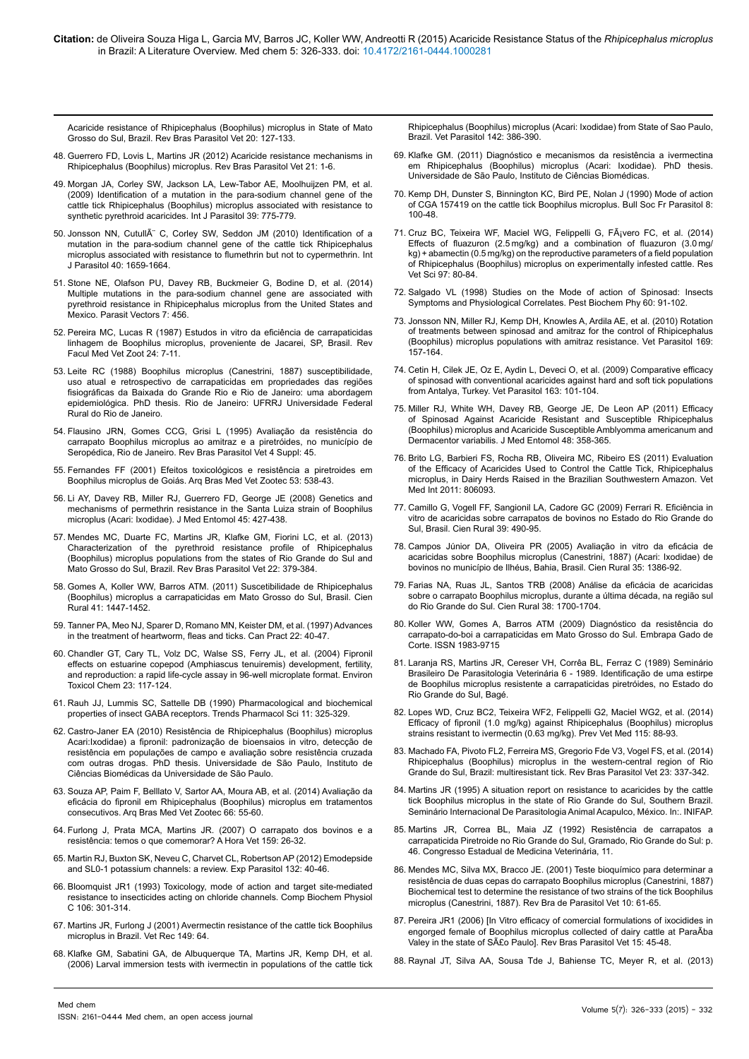Acaricide resistance of Rhipicephalus (Boophilus) microplus in State of Mato Grosso do Sul, Brazil. Rev Bras Parasitol Vet 20: 127-133.

48. Guerrero FD, Lovis L, Martins JR (2012) Acaricide resistance mechanisms in Rhipicephalus (Boophilus) microplus. Rev Bras Parasitol Vet 21: 1-6.

49. Morgan JA, Corley SW, Jackson LA, Lew-Tabor AE, Moolhuijzen PM, et al. (2009) Identification of a mutation in the para-sodium channel gene of the cattle tick Rhipicephalus (Boophilus) microplus associated with resistance to synthetic pyrethroid acaricides. Int J Parasitol 39: 775-779.

50. Jonsson NN, CutullÃ¨ C, Corley SW, Seddon JM (2010) Identification of a mutation in the para-sodium channel gene of the cattle tick Rhipicephalus microplus associated with resistance to flumethrin but not to cypermethrin. Int J Parasitol 40: 1659-1664.

51. Stone NE, Olafson PU, Davey RB, Buckmeier G, Bodine D, et al. (2014) Multiple mutations in the para-sodium channel gene are associated with pyrethroid resistance in Rhipicephalus microplus from the United States and Mexico. Parasit Vectors 7: 456.

52. Pereira MC, Lucas R (1987) Estudos in vitro da eficiência de carrapaticidas linhagem de Boophilus microplus, proveniente de Jacarei, SP, Brasil. Rev Facul Med Vet Zoot 24: 7-11.

53. Leite RC (1988) Boophilus microplus (Canestrini, 1887) susceptibilidade, uso atual e retrospectivo de carrapaticidas em propriedades das regiões fisiográficas da Baixada do Grande Rio e Rio de Janeiro: uma abordagem epidemiológica. PhD thesis. Rio de Janeiro: UFRRJ Universidade Federal Rural do Rio de Janeiro.

54. Flausino JRN, Gomes CCG, Grisi L (1995) Avaliação da resistência do carrapato Boophilus microplus ao amitraz e a piretróides, no município de Seropédica, Rio de Janeiro. Rev Bras Parasitol Vet 4 Suppl: 45.

55. Fernandes FF (2001) Efeitos toxicológicos e resistência a piretroides em Boophilus microplus de Goiás. Arq Bras Med Vet Zootec 53: 538-43.

56. Li AY, Davey RB, Miller RJ, Guerrero FD, George JE (2008) Genetics and mechanisms of permethrin resistance in the Santa Luiza strain of Boophilus microplus (Acari: Ixodidae). J Med Entomol 45: 427-438.

57. Mendes MC, Duarte FC, Martins JR, Klafke GM, Fiorini LC, et al. (2013) Characterization of the pyrethroid resistance profile of Rhipicephalus (Boophilus) microplus populations from the states of Rio Grande do Sul and Mato Grosso do Sul, Brazil. Rev Bras Parasitol Vet 22: 379-384.

58. Gomes A, Koller WW, Barros ATM. (2011) Suscetibilidade de Rhipicephalus (Boophilus) microplus a carrapaticidas em Mato Grosso do Sul, Brasil. Cien Rural 41: 1447-1452.

59. Tanner PA, Meo NJ, Sparer D, Romano MN, Keister DM, et al. (1997) Advances in the treatment of heartworm, fleas and ticks. Can Pract 22: 40-47.

60. Chandler GT, Cary TL, Volz DC, Walse SS, Ferry JL, et al. (2004) Fipronil effects on estuarine copepod (Amphiascus tenuiremis) development, fertility, and reproduction: a rapid life-cycle assay in 96-well microplate format. Environ Toxicol Chem 23: 117-124.

61. Rauh JJ, Lummis SC, Sattelle DB (1990) Pharmacological and biochemical properties of insect GABA receptors. Trends Pharmacol Sci 11: 325-329.

62. Castro-Janer EA (2010) Resistência de Rhipicephalus (Boophilus) microplus Acari:Ixodidae) a fipronil: padronização de bioensaios in vitro, detecção de resistência em populações de campo e avaliação sobre resistência cruzada com outras drogas. PhD thesis. Universidade de São Paulo, Instituto de Ciências Biomédicas da Universidade de São Paulo.

63. Souza AP, Paim F, Belllato V, Sartor AA, Moura AB, et al. (2014) Avaliação da eficácia do fipronil em Rhipicephalus (Boophilus) microplus em tratamentos consecutivos. Arq Bras Med Vet Zootec 66: 55-60.

64. Furlong J, Prata MCA, Martins JR. (2007) O carrapato dos bovinos e a resistência: temos o que comemorar? A Hora Vet 159: 26-32.

65. Martin RJ, Buxton SK, Neveu C, Charvet CL, Robertson AP (2012) Emodepside and SL0-1 potassium channels: a review. Exp Parasitol 132: 40-46.

66. Bloomquist JR1 (1993) Toxicology, mode of action and target site-mediated resistance to insecticides acting on chloride channels. Comp Biochem Physiol C 106: 301-314.

67. Martins JR, Furlong J (2001) Avermectin resistance of the cattle tick Boophilus microplus in Brazil. Vet Rec 149: 64.

68. Klafke GM, Sabatini GA, de Albuquerque TA, Martins JR, Kemp DH, et al. (2006) Larval immersion tests with ivermectin in populations of the cattle tick Rhipicephalus (Boophilus) microplus (Acari: Ixodidae) from State of Sao Paulo, Brazil. Vet Parasitol 142: 386-390.

69. Klafke GM. (2011) Diagnóstico e mecanismos da resistência a ivermectina em Rhipicephalus (Boophilus) microplus (Acari: Ixodidae). PhD thesis. Universidade de São Paulo, Instituto de Ciências Biomédicas.

70. Kemp DH, Dunster S, Binnington KC, Bird PE, Nolan J (1990) Mode of action of CGA 157419 on the cattle tick Boophilus microplus. Bull Soc Fr Parasitol 8: 100-48.

71. Cruz BC, Teixeira WF, Maciel WG, Felippelli G, FÃ¡vero FC, et al. (2014) Effects of fluazuron (2.5 mg/kg) and a combination of fluazuron (3.0 mg/kg) + abamectin (0.5 mg/kg) on the reproductive parameters of a field population of Rhipicephalus (Boophilus) microplus on experimentally infested cattle. Res Vet Sci 97: 80-84.

72. Salgado VL (1998) Studies on the Mode of action of Spinosad: Insects Symptoms and Physiological Correlates. Pest Biochem Phy 60: 91-102.

73. Jonsson NN, Miller RJ, Kemp DH, Knowles A, Ardila AE, et al. (2010) Rotation of treatments between spinosad and amitraz for the control of Rhipicephalus (Boophilus) microplus populations with amitraz resistance. Vet Parasitol 169: 157-164.

74. Cetin H, Cilek JE, Oz E, Aydin L, Deveci O, et al. (2009) Comparative efficacy of spinosad with conventional acaricides against hard and soft tick populations from Antalya, Turkey. Vet Parasitol 163: 101-104.

75. Miller RJ, White WH, Davey RB, George JE, De Leon AP (2011) Efficacy of Spinosad Against Acaricide Resistant and Susceptible Rhipicephalus (Boophilus) microplus and Acaricide Susceptible Amblyomma americanum and Dermacentor variabilis. J Med Entomol 48: 358-365.

76. Brito LG, Barbieri FS, Rocha RB, Oliveira MC, Ribeiro ES (2011) Evaluation of the Efficacy of Acaricides Used to Control the Cattle Tick, Rhipicephalus microplus, in Dairy Herds Raised in the Brazilian Southwestern Amazon. Vet Med Int 2011: 806093.

77. Camillo G, Vogell FF, Sangionil LA, Cadore GC (2009) Ferrari R. Eficiência in vitro de acaricidas sobre carrapatos de bovinos no Estado do Rio Grande do Sul, Brasil. Cien Rural 39: 490-95.

78. Campos Júnior DA, Oliveira PR (2005) Avaliação in vitro da eficácia de acaricidas sobre Boophilus microplus (Canestrini, 1887) (Acari: Ixodidae) de bovinos no município de Ilhéus, Bahia, Brasil. Cien Rural 35: 1386-92.

79. Farias NA, Ruas JL, Santos TRB (2008) Análise da eficácia de acaricidas sobre o carrapato Boophilus microplus, durante a última década, na região sul do Rio Grande do Sul. Cien Rural 38: 1700-1704.

80. Koller WW, Gomes A, Barros ATM (2009) Diagnóstico da resistência do carrapato-do-boi a carrapaticidas em Mato Grosso do Sul. Embrapa Gado de Corte. ISSN 1983-9715

81. Laranja RS, Martins JR, Cereser VH, Corrêa BL, Ferraz C (1989) Seminário Brasileiro De Parasitologia Veterinária 6 - 1989. Identificação de uma estirpe de Boophilus microplus resistente a carrapaticidas piretróides, no Estado do Rio Grande do Sul, Bagé.

82. Lopes WD, Cruz BC2, Teixeira WF2, Felippelli G2, Maciel WG2, et al. (2014) Efficacy of fipronil (1.0 mg/kg) against Rhipicephalus (Boophilus) microplus strains resistant to ivermectin (0.63 mg/kg). Prev Vet Med 115: 88-93.

83. Machado FA, Pivoto FL2, Ferreira MS, Gregorio Fde V3, Vogel FS, et al. (2014) Rhipicephalus (Boophilus) microplus in the western-central region of Rio Grande do Sul, Brazil: multiresistant tick. Rev Bras Parasitol Vet 23: 337-342.

84. Martins JR (1995) A situation report on resistance to acaricides by the cattle tick Boophilus microplus in the state of Rio Grande do Sul, Southern Brazil. Seminário Internacional De Parasitologia Animal Acapulco, México. In:. INIFAP.

85. Martins JR, Correa BL, Maia JZ (1992) Resistência de carrapatos a carrapaticida Piretroide no Rio Grande do Sul, Gramado, Rio Grande do Sul: p. 46. Congresso Estadual de Medicina Veterinária, 11.

86. Mendes MC, Silva MX, Bracco JE. (2001) Teste bioquímico para determinar a resistência de duas cepas do carrapato Boophilus microplus (Canestrini, 1887) Biochemical test to determine the resistance of two strains of the tick Boophilus microplus (Canestrini, 1887). Rev Bra de Parasitol Vet 10: 61-65.

87. Pereira JR1 (2006) [In Vitro efficacy of comercial formulations of ixocidices in engorged female of Boophilus microplus collected of dairy cattle at ParaÃ­ba Valey in the state of SÃ£o Paulo]. Rev Bras Parasitol Vet 15: 45-48.

88. Raynal JT, Silva AA, Sousa Tde J, Bahiense TC, Meyer R, et al. (2013)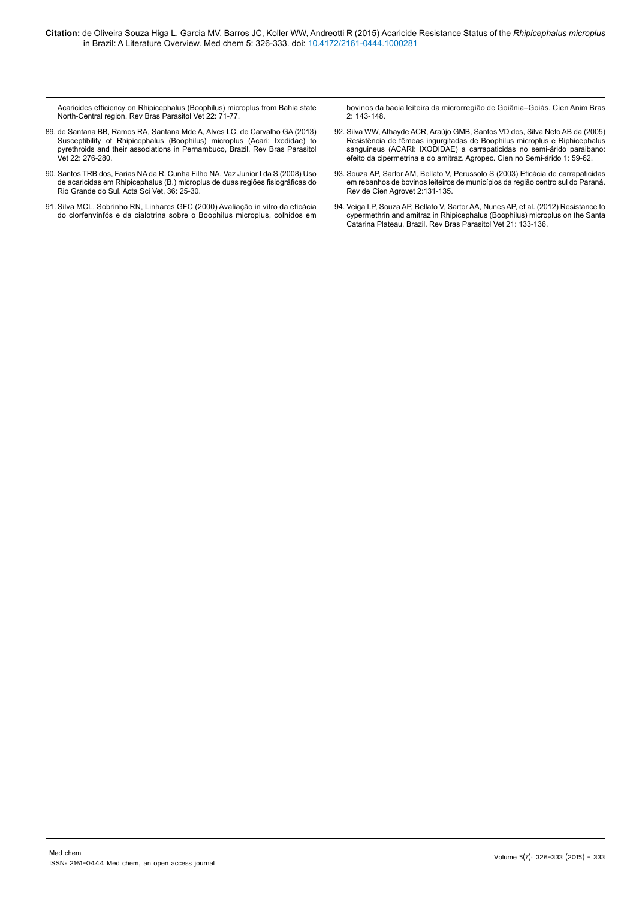Acaricides efficiency on Rhipicephalus (Boophilus) microplus from Bahia state North-Central region. Rev Bras Parasitol Vet 22: 71-77.

89. de Santana BB, Ramos RA, Santana Mde A, Alves LC, de Carvalho GA (2013) Susceptibility of Rhipicephalus (Boophilus) microplus (Acari: Ixodidae) to pyrethroids and their associations in Pernambuco, Brazil. Rev Bras Parasitol Vet 22: 276-280.

90. Santos TRB dos, Farias NA da R, Cunha Filho NA, Vaz Junior I da S (2008) Uso de acaricidas em Rhipicephalus (B.) microplus de duas regiões fisiográficas do Rio Grande do Sul. Acta Sci Vet, 36: 25-30.

91. Silva MCL, Sobrinho RN, Linhares GFC (2000) Avaliação in vitro da eficácia do clorfenvinfós e da cialotrina sobre o Boophilus microplus, colhidos em bovinos da bacia leiteira da microrregião de Goiânia–Goiás. Cien Anim Bras 2: 143-148.

92. Silva WW, Athayde ACR, Araújo GMB, Santos VD dos, Silva Neto AB da (2005) Resistência de fêmeas ingurgitadas de Boophilus microplus e Riphicephalus sanguineus (ACARI: IXODIDAE) a carrapaticidas no semi-árido paraibano: efeito da cipermetrina e do amitraz. Agropec. Cien no Semi-árido 1: 59-62.

93. Souza AP, Sartor AM, Bellato V, Perussolo S (2003) Eficácia de carrapaticidas em rebanhos de bovinos leiteiros de municípios da região centro sul do Paraná. Rev de Cien Agrovet 2:131-135.

94. Veiga LP, Souza AP, Bellato V, Sartor AA, Nunes AP, et al. (2012) Resistance to cypermethrin and amitraz in Rhipicephalus (Boophilus) microplus on the Santa Catarina Plateau, Brazil. Rev Bras Parasitol Vet 21: 133-136.